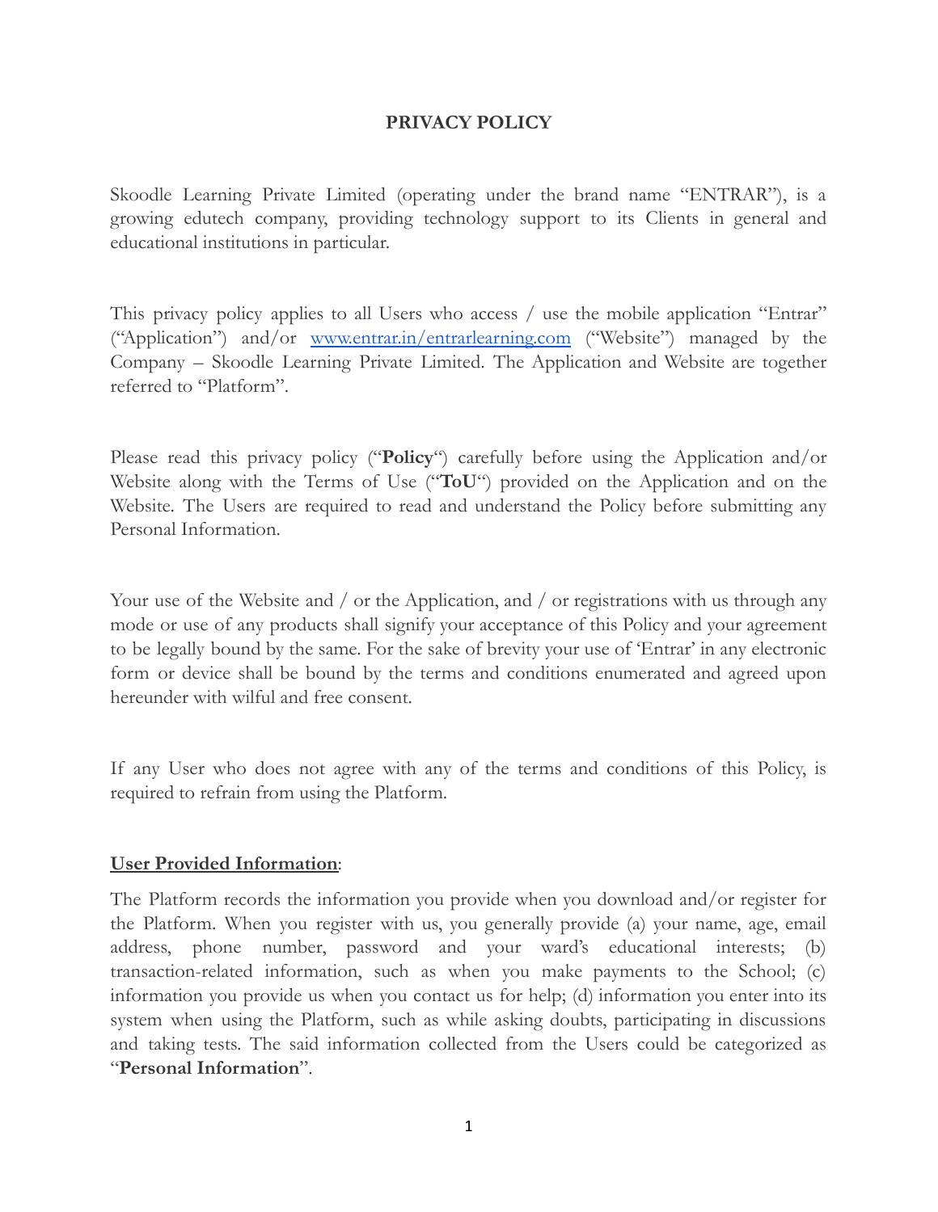# PRIVACY POLICY

Skoodle Learning Private Limited (operating under the brand name "ENTRAR"), is a growing edutech company, providing technology support to its Clients in general and educational institutions in particular.

This privacy policy applies to all Users who access / use the mobile application "Entrar" ("Application") and/or [www.entrar.in/entrarlearning.com](www.entrar.in/entrarlearning.com) ("Website") managed by the Company – Skoodle Learning Private Limited. The Application and Website are together referred to "Platform".

Please read this privacy policy ("**Policy**") carefully before using the Application and/or Website along with the Terms of Use ("**ToU**") provided on the Application and on the Website. The Users are required to read and understand the Policy before submitting any Personal Information.

Your use of the Website and / or the Application, and / or registrations with us through any mode or use of any products shall signify your acceptance of this Policy and your agreement to be legally bound by the same. For the sake of brevity your use of 'Entrar' in any electronic form or device shall be bound by the terms and conditions enumerated and agreed upon hereunder with wilful and free consent.

If any User who does not agree with any of the terms and conditions of this Policy, is required to refrain from using the Platform.

**User Provided Information**:

The Platform records the information you provide when you download and/or register for the Platform. When you register with us, you generally provide (a) your name, age, email address, phone number, password and your ward's educational interests; (b) transaction-related information, such as when you make payments to the School; (c) information you provide us when you contact us for help; (d) information you enter into its system when using the Platform, such as while asking doubts, participating in discussions and taking tests. The said information collected from the Users could be categorized as "**Personal Information**".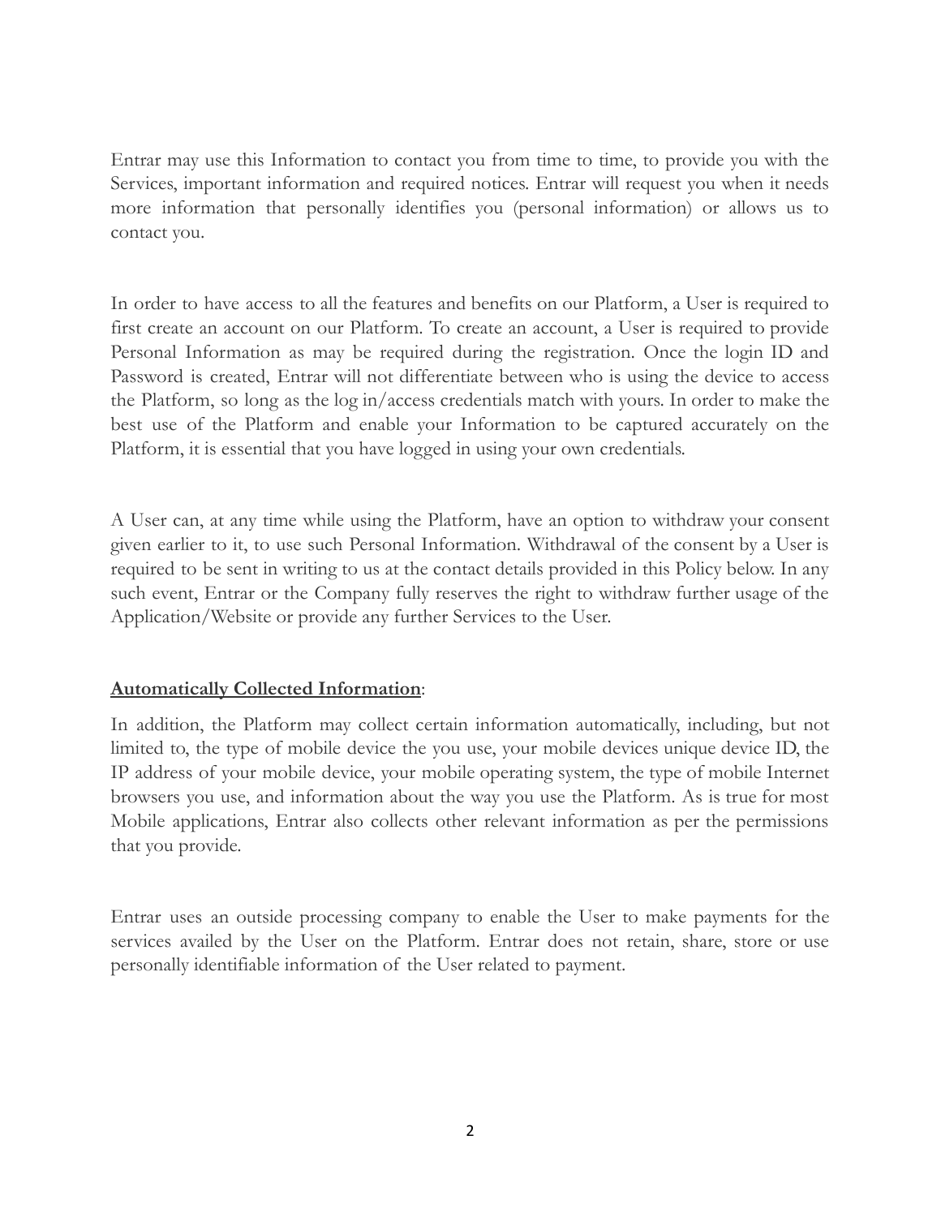Entrar may use this Information to contact you from time to time, to provide you with the Services, important information and required notices. Entrar will request you when it needs more information that personally identifies you (personal information) or allows us to contact you.

In order to have access to all the features and benefits on our Platform, a User is required to first create an account on our Platform. To create an account, a User is required to provide Personal Information as may be required during the registration. Once the login ID and Password is created, Entrar will not differentiate between who is using the device to access the Platform, so long as the log in/access credentials match with yours. In order to make the best use of the Platform and enable your Information to be captured accurately on the Platform, it is essential that you have logged in using your own credentials.

A User can, at any time while using the Platform, have an option to withdraw your consent given earlier to it, to use such Personal Information. Withdrawal of the consent by a User is required to be sent in writing to us at the contact details provided in this Policy below. In any such event, Entrar or the Company fully reserves the right to withdraw further usage of the Application/Website or provide any further Services to the User.

**Automatically Collected Information**:

In addition, the Platform may collect certain information automatically, including, but not limited to, the type of mobile device the you use, your mobile devices unique device ID, the IP address of your mobile device, your mobile operating system, the type of mobile Internet browsers you use, and information about the way you use the Platform. As is true for most Mobile applications, Entrar also collects other relevant information as per the permissions that you provide.

Entrar uses an outside processing company to enable the User to make payments for the services availed by the User on the Platform. Entrar does not retain, share, store or use personally identifiable information of the User related to payment.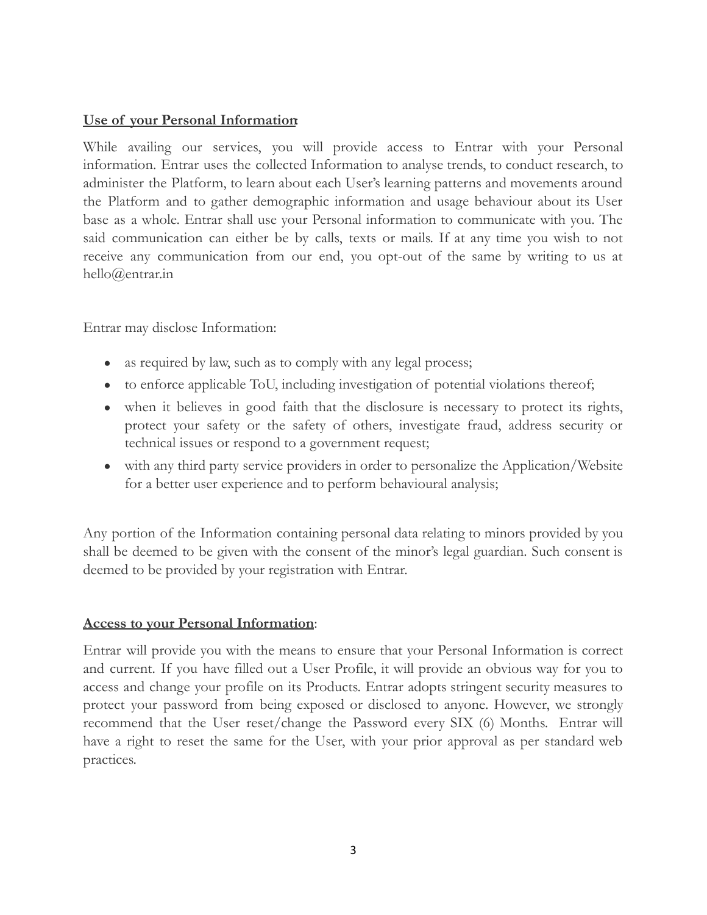**Use of your Personal Information:**

While availing our services, you will provide access to Entrar with your Personal information. Entrar uses the collected Information to analyse trends, to conduct research, to administer the Platform, to learn about each User's learning patterns and movements around the Platform and to gather demographic information and usage behaviour about its User base as a whole. Entrar shall use your Personal information to communicate with you. The said communication can either be by calls, texts or mails. If at any time you wish to not receive any communication from our end, you opt-out of the same by writing to us at hello@entrar.in

Entrar may disclose Information:

- as required by law, such as to comply with any legal process;
- to enforce applicable ToU, including investigation of potential violations thereof;
- when it believes in good faith that the disclosure is necessary to protect its rights, protect your safety or the safety of others, investigate fraud, address security or technical issues or respond to a government request;
- with any third party service providers in order to personalize the Application/Website for a better user experience and to perform behavioural analysis;

Any portion of the Information containing personal data relating to minors provided by you shall be deemed to be given with the consent of the minor's legal guardian. Such consent is deemed to be provided by your registration with Entrar.

**Access to your Personal Information**:

Entrar will provide you with the means to ensure that your Personal Information is correct and current. If you have filled out a User Profile, it will provide an obvious way for you to access and change your profile on its Products. Entrar adopts stringent security measures to protect your password from being exposed or disclosed to anyone. However, we strongly recommend that the User reset/change the Password every SIX (6) Months. Entrar will have a right to reset the same for the User, with your prior approval as per standard web practices.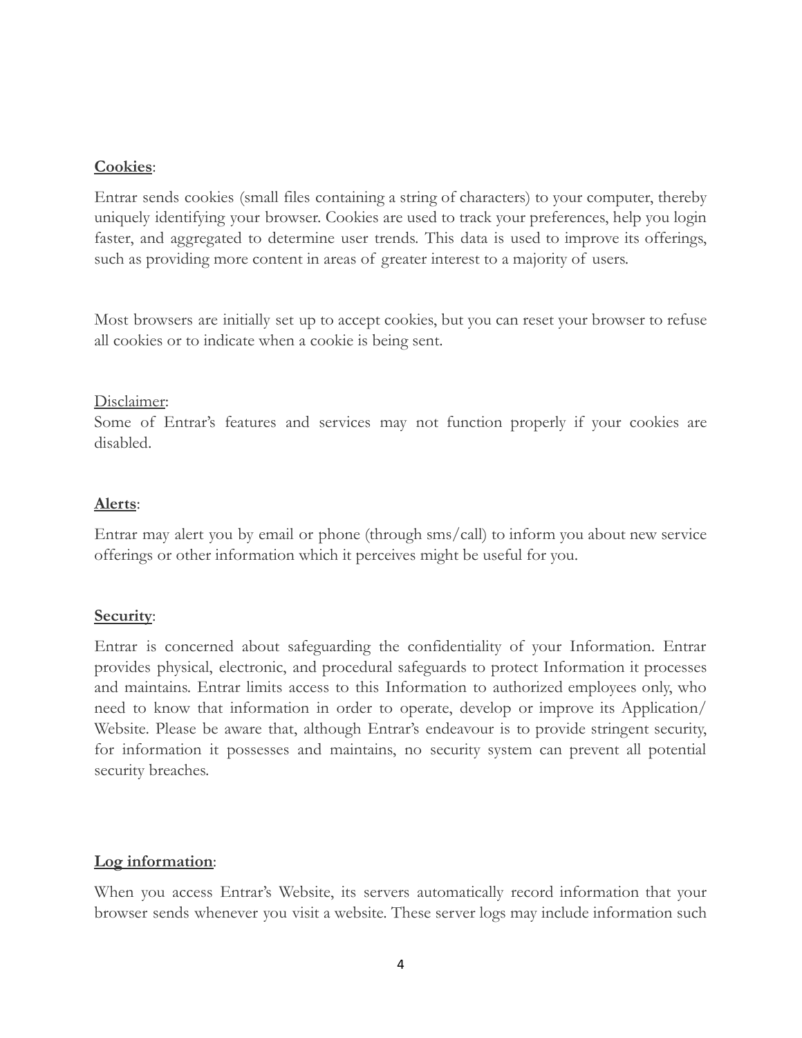**Cookies**:

Entrar sends cookies (small files containing a string of characters) to your computer, thereby uniquely identifying your browser. Cookies are used to track your preferences, help you login faster, and aggregated to determine user trends. This data is used to improve its offerings, such as providing more content in areas of greater interest to a majority of users.

Most browsers are initially set up to accept cookies, but you can reset your browser to refuse all cookies or to indicate when a cookie is being sent.

Disclaimer:
Some of Entrar's features and services may not function properly if your cookies are disabled.

**Alerts**:

Entrar may alert you by email or phone (through sms/call) to inform you about new service offerings or other information which it perceives might be useful for you.

**Security**:

Entrar is concerned about safeguarding the confidentiality of your Information. Entrar provides physical, electronic, and procedural safeguards to protect Information it processes and maintains. Entrar limits access to this Information to authorized employees only, who need to know that information in order to operate, develop or improve its Application/ Website. Please be aware that, although Entrar's endeavour is to provide stringent security, for information it possesses and maintains, no security system can prevent all potential security breaches.

**Log information**:

When you access Entrar's Website, its servers automatically record information that your browser sends whenever you visit a website. These server logs may include information such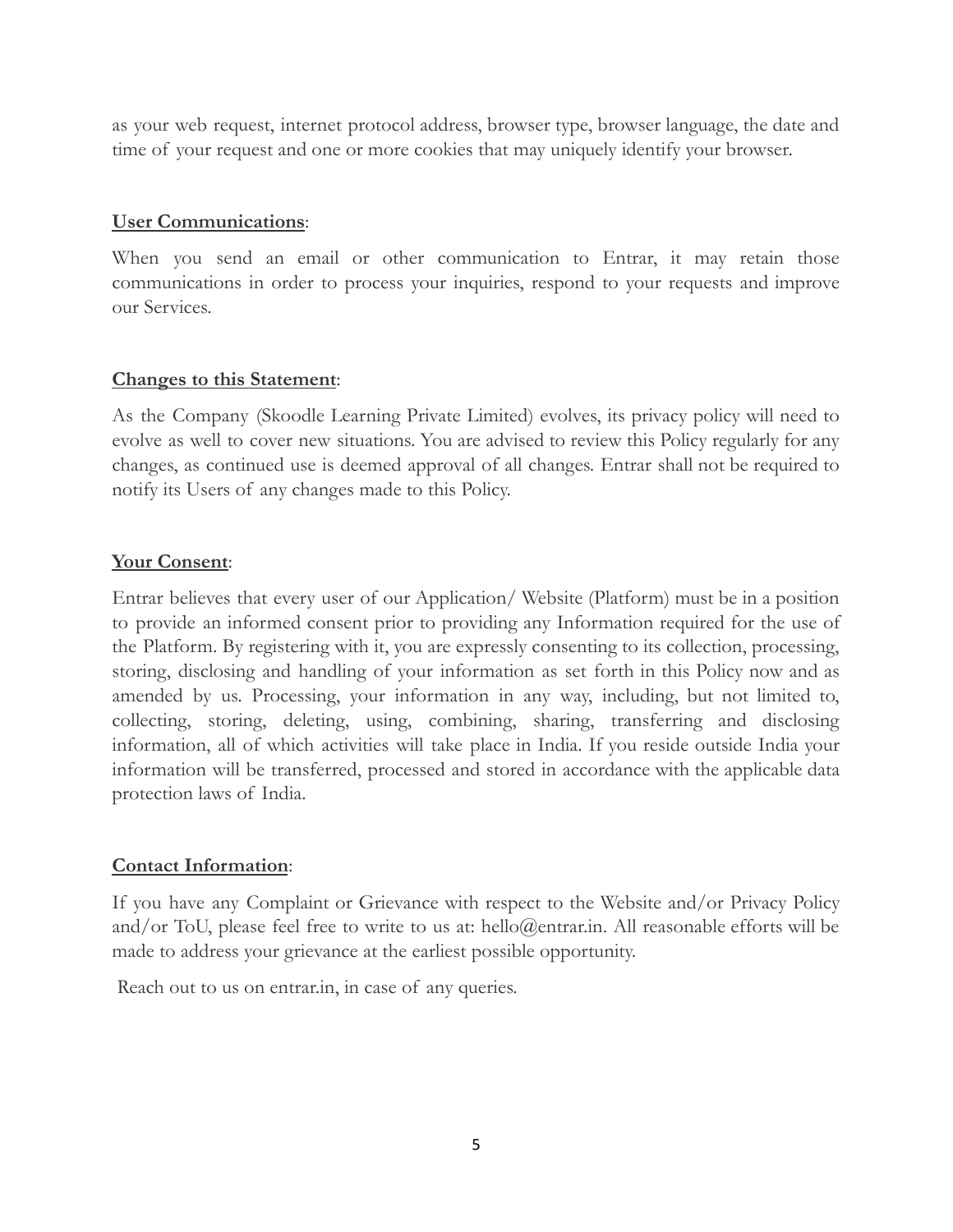as your web request, internet protocol address, browser type, browser language, the date and time of your request and one or more cookies that may uniquely identify your browser.

**User Communications**:

When you send an email or other communication to Entrar, it may retain those communications in order to process your inquiries, respond to your requests and improve our Services.

**Changes to this Statement**:

As the Company (Skoodle Learning Private Limited) evolves, its privacy policy will need to evolve as well to cover new situations. You are advised to review this Policy regularly for any changes, as continued use is deemed approval of all changes. Entrar shall not be required to notify its Users of any changes made to this Policy.

**Your Consent**:

Entrar believes that every user of our Application/ Website (Platform) must be in a position to provide an informed consent prior to providing any Information required for the use of the Platform. By registering with it, you are expressly consenting to its collection, processing, storing, disclosing and handling of your information as set forth in this Policy now and as amended by us. Processing, your information in any way, including, but not limited to, collecting, storing, deleting, using, combining, sharing, transferring and disclosing information, all of which activities will take place in India. If you reside outside India your information will be transferred, processed and stored in accordance with the applicable data protection laws of India.

**Contact Information**:

If you have any Complaint or Grievance with respect to the Website and/or Privacy Policy and/or ToU, please feel free to write to us at: hello@entrar.in. All reasonable efforts will be made to address your grievance at the earliest possible opportunity.

Reach out to us on entrar.in, in case of any queries.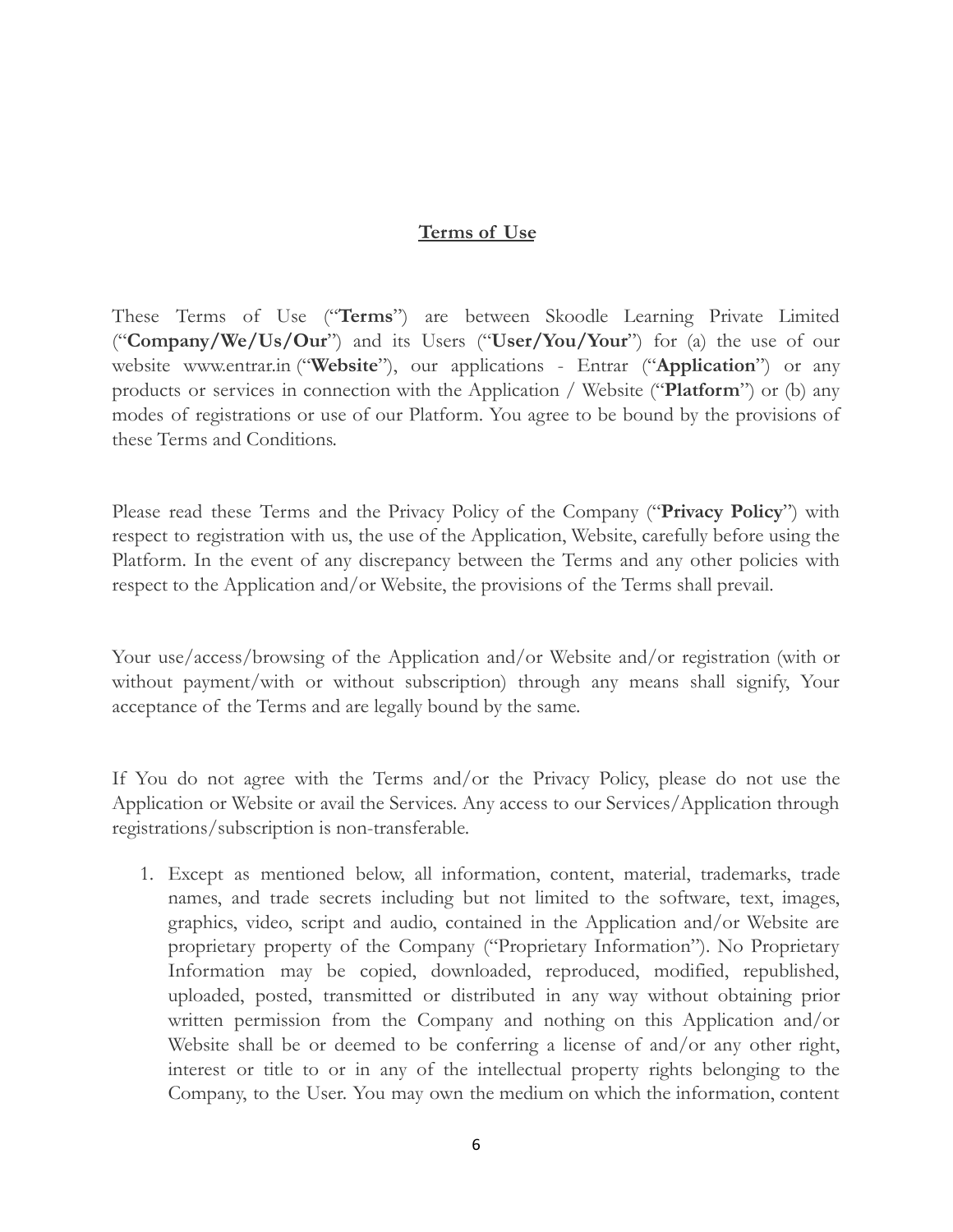## **<u>Terms of Use</u>**

These Terms of Use ("**Terms**") are between Skoodle Learning Private Limited ("**Company/We/Us/Our**") and its Users ("**User/You/Your**") for (a) the use of our website www.entrar.in ("**Website**"), our applications - Entrar ("**Application**") or any products or services in connection with the Application / Website ("**Platform**") or (b) any modes of registrations or use of our Platform. You agree to be bound by the provisions of these Terms and Conditions.

Please read these Terms and the Privacy Policy of the Company ("**Privacy Policy**") with respect to registration with us, the use of the Application, Website, carefully before using the Platform. In the event of any discrepancy between the Terms and any other policies with respect to the Application and/or Website, the provisions of the Terms shall prevail.

Your use/access/browsing of the Application and/or Website and/or registration (with or without payment/with or without subscription) through any means shall signify, Your acceptance of the Terms and are legally bound by the same.

If You do not agree with the Terms and/or the Privacy Policy, please do not use the Application or Website or avail the Services. Any access to our Services/Application through registrations/subscription is non-transferable.

1. Except as mentioned below, all information, content, material, trademarks, trade names, and trade secrets including but not limited to the software, text, images, graphics, video, script and audio, contained in the Application and/or Website are proprietary property of the Company ("Proprietary Information"). No Proprietary Information may be copied, downloaded, reproduced, modified, republished, uploaded, posted, transmitted or distributed in any way without obtaining prior written permission from the Company and nothing on this Application and/or Website shall be or deemed to be conferring a license of and/or any other right, interest or title to or in any of the intellectual property rights belonging to the Company, to the User. You may own the medium on which the information, content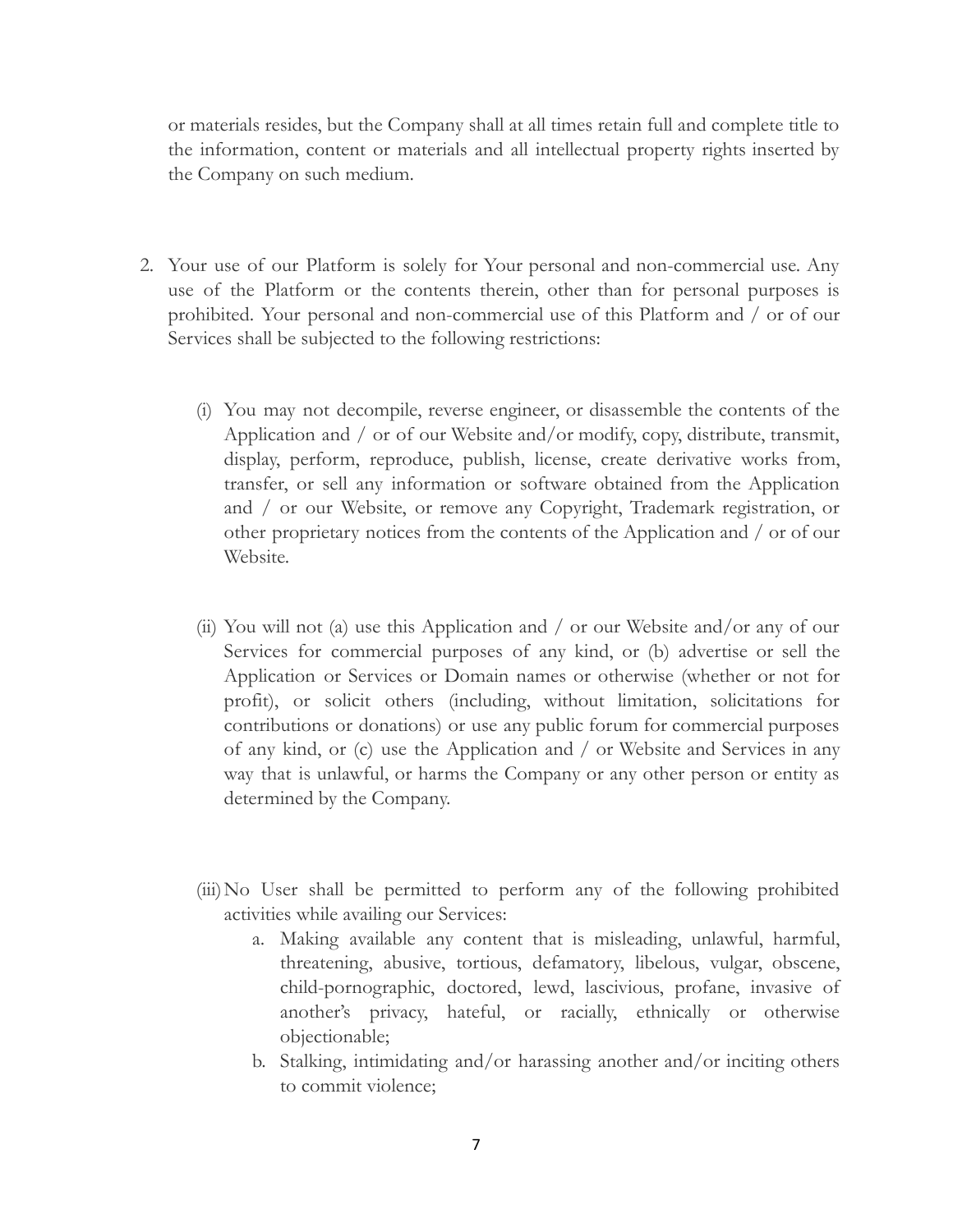or materials resides, but the Company shall at all times retain full and complete title to the information, content or materials and all intellectual property rights inserted by the Company on such medium.

2. Your use of our Platform is solely for Your personal and non-commercial use. Any use of the Platform or the contents therein, other than for personal purposes is prohibited. Your personal and non-commercial use of this Platform and / or of our Services shall be subjected to the following restrictions:

   (i) You may not decompile, reverse engineer, or disassemble the contents of the Application and / or of our Website and/or modify, copy, distribute, transmit, display, perform, reproduce, publish, license, create derivative works from, transfer, or sell any information or software obtained from the Application and / or our Website, or remove any Copyright, Trademark registration, or other proprietary notices from the contents of the Application and / or of our Website.

   (ii) You will not (a) use this Application and / or our Website and/or any of our Services for commercial purposes of any kind, or (b) advertise or sell the Application or Services or Domain names or otherwise (whether or not for profit), or solicit others (including, without limitation, solicitations for contributions or donations) or use any public forum for commercial purposes of any kind, or (c) use the Application and / or Website and Services in any way that is unlawful, or harms the Company or any other person or entity as determined by the Company.

   (iii) No User shall be permitted to perform any of the following prohibited activities while availing our Services:

      a. Making available any content that is misleading, unlawful, harmful, threatening, abusive, tortious, defamatory, libelous, vulgar, obscene, child-pornographic, doctored, lewd, lascivious, profane, invasive of another's privacy, hateful, or racially, ethnically or otherwise objectionable;
      b. Stalking, intimidating and/or harassing another and/or inciting others to commit violence;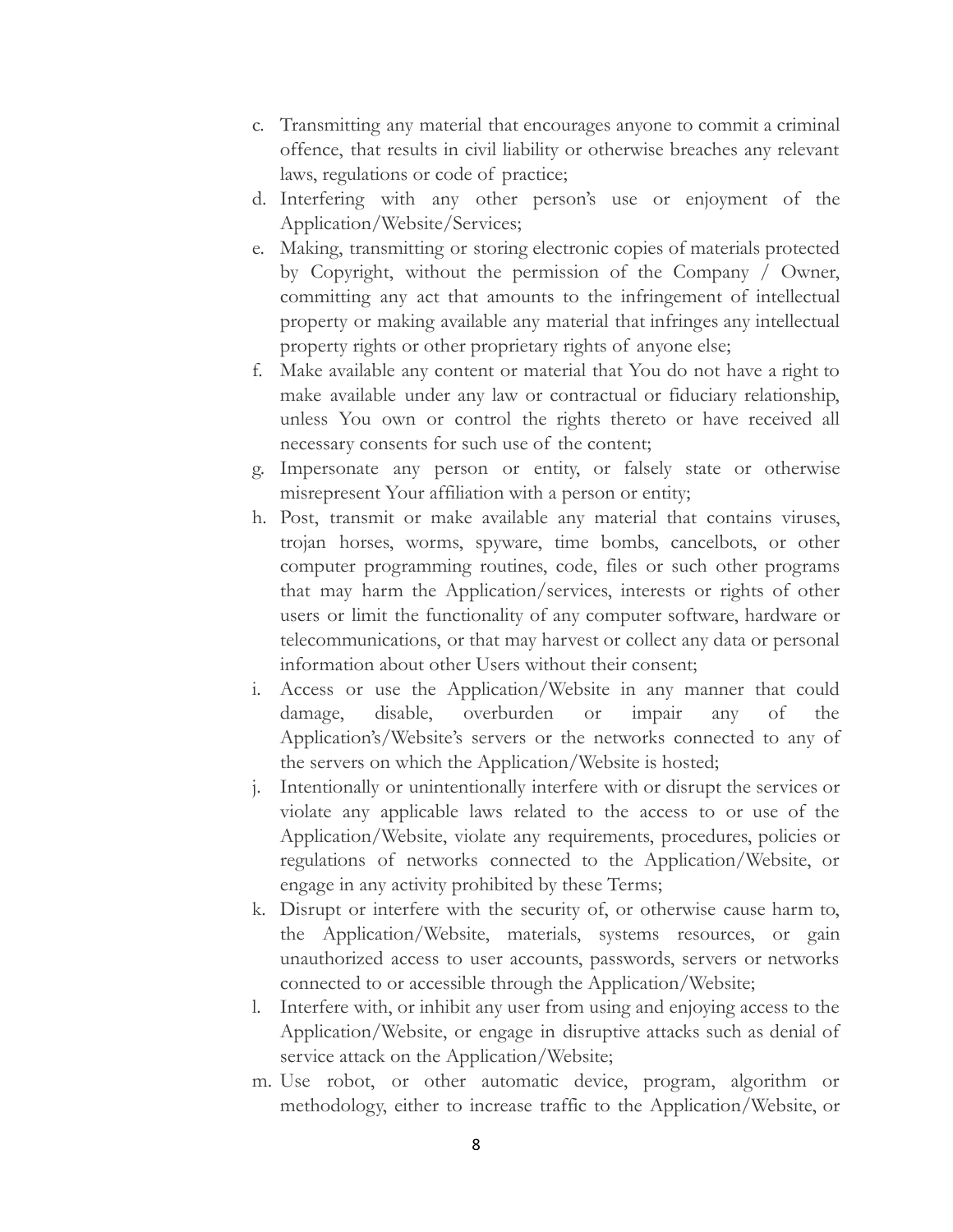c. Transmitting any material that encourages anyone to commit a criminal offence, that results in civil liability or otherwise breaches any relevant laws, regulations or code of practice;
d. Interfering with any other person's use or enjoyment of the Application/Website/Services;
e. Making, transmitting or storing electronic copies of materials protected by Copyright, without the permission of the Company / Owner, committing any act that amounts to the infringement of intellectual property or making available any material that infringes any intellectual property rights or other proprietary rights of anyone else;
f. Make available any content or material that You do not have a right to make available under any law or contractual or fiduciary relationship, unless You own or control the rights thereto or have received all necessary consents for such use of the content;
g. Impersonate any person or entity, or falsely state or otherwise misrepresent Your affiliation with a person or entity;
h. Post, transmit or make available any material that contains viruses, trojan horses, worms, spyware, time bombs, cancelbots, or other computer programming routines, code, files or such other programs that may harm the Application/services, interests or rights of other users or limit the functionality of any computer software, hardware or telecommunications, or that may harvest or collect any data or personal information about other Users without their consent;
i. Access or use the Application/Website in any manner that could damage, disable, overburden or impair any of the Application's/Website's servers or the networks connected to any of the servers on which the Application/Website is hosted;
j. Intentionally or unintentionally interfere with or disrupt the services or violate any applicable laws related to the access to or use of the Application/Website, violate any requirements, procedures, policies or regulations of networks connected to the Application/Website, or engage in any activity prohibited by these Terms;
k. Disrupt or interfere with the security of, or otherwise cause harm to, the Application/Website, materials, systems resources, or gain unauthorized access to user accounts, passwords, servers or networks connected to or accessible through the Application/Website;
l. Interfere with, or inhibit any user from using and enjoying access to the Application/Website, or engage in disruptive attacks such as denial of service attack on the Application/Website;
m. Use robot, or other automatic device, program, algorithm or methodology, either to increase traffic to the Application/Website, or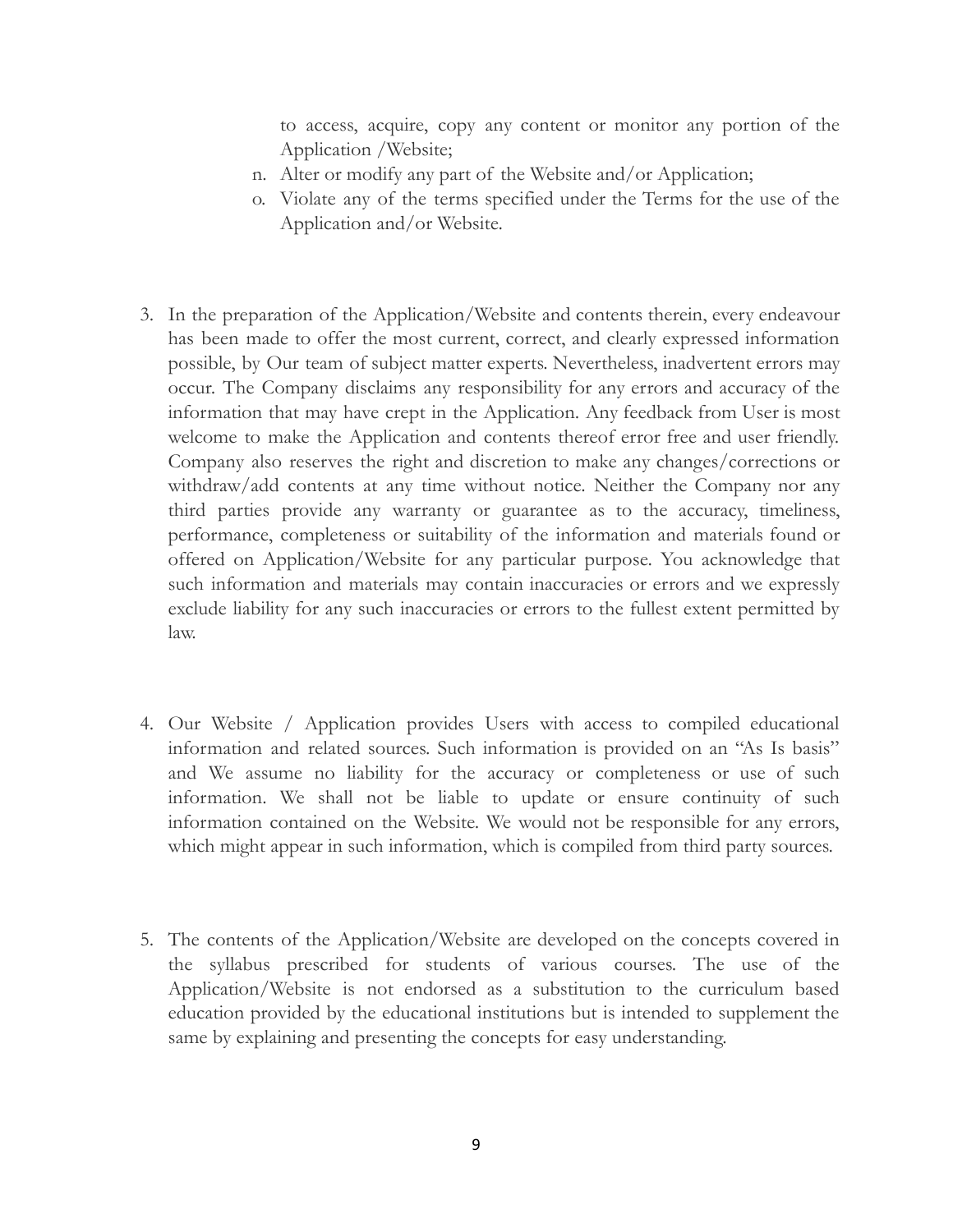to access, acquire, copy any content or monitor any portion of the Application /Website;

n. Alter or modify any part of the Website and/or Application;
o. Violate any of the terms specified under the Terms for the use of the Application and/or Website.

3. In the preparation of the Application/Website and contents therein, every endeavour has been made to offer the most current, correct, and clearly expressed information possible, by Our team of subject matter experts. Nevertheless, inadvertent errors may occur. The Company disclaims any responsibility for any errors and accuracy of the information that may have crept in the Application. Any feedback from User is most welcome to make the Application and contents thereof error free and user friendly. Company also reserves the right and discretion to make any changes/corrections or withdraw/add contents at any time without notice. Neither the Company nor any third parties provide any warranty or guarantee as to the accuracy, timeliness, performance, completeness or suitability of the information and materials found or offered on Application/Website for any particular purpose. You acknowledge that such information and materials may contain inaccuracies or errors and we expressly exclude liability for any such inaccuracies or errors to the fullest extent permitted by law.

4. Our Website / Application provides Users with access to compiled educational information and related sources. Such information is provided on an "As Is basis" and We assume no liability for the accuracy or completeness or use of such information. We shall not be liable to update or ensure continuity of such information contained on the Website. We would not be responsible for any errors, which might appear in such information, which is compiled from third party sources.

5. The contents of the Application/Website are developed on the concepts covered in the syllabus prescribed for students of various courses. The use of the Application/Website is not endorsed as a substitution to the curriculum based education provided by the educational institutions but is intended to supplement the same by explaining and presenting the concepts for easy understanding.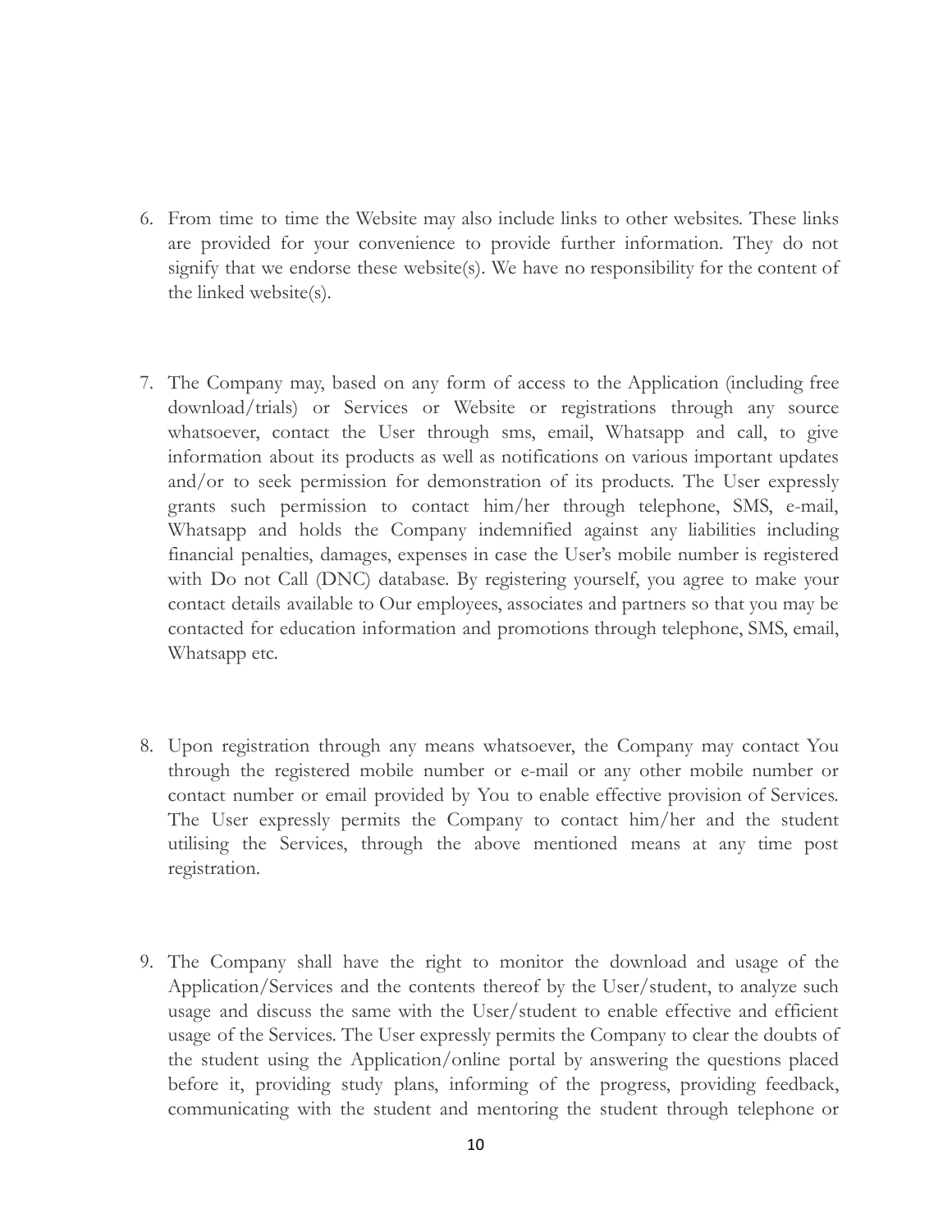6. From time to time the Website may also include links to other websites. These links are provided for your convenience to provide further information. They do not signify that we endorse these website(s). We have no responsibility for the content of the linked website(s).

7. The Company may, based on any form of access to the Application (including free download/trials) or Services or Website or registrations through any source whatsoever, contact the User through sms, email, Whatsapp and call, to give information about its products as well as notifications on various important updates and/or to seek permission for demonstration of its products. The User expressly grants such permission to contact him/her through telephone, SMS, e-mail, Whatsapp and holds the Company indemnified against any liabilities including financial penalties, damages, expenses in case the User's mobile number is registered with Do not Call (DNC) database. By registering yourself, you agree to make your contact details available to Our employees, associates and partners so that you may be contacted for education information and promotions through telephone, SMS, email, Whatsapp etc.

8. Upon registration through any means whatsoever, the Company may contact You through the registered mobile number or e-mail or any other mobile number or contact number or email provided by You to enable effective provision of Services. The User expressly permits the Company to contact him/her and the student utilising the Services, through the above mentioned means at any time post registration.

9. The Company shall have the right to monitor the download and usage of the Application/Services and the contents thereof by the User/student, to analyze such usage and discuss the same with the User/student to enable effective and efficient usage of the Services. The User expressly permits the Company to clear the doubts of the student using the Application/online portal by answering the questions placed before it, providing study plans, informing of the progress, providing feedback, communicating with the student and mentoring the student through telephone or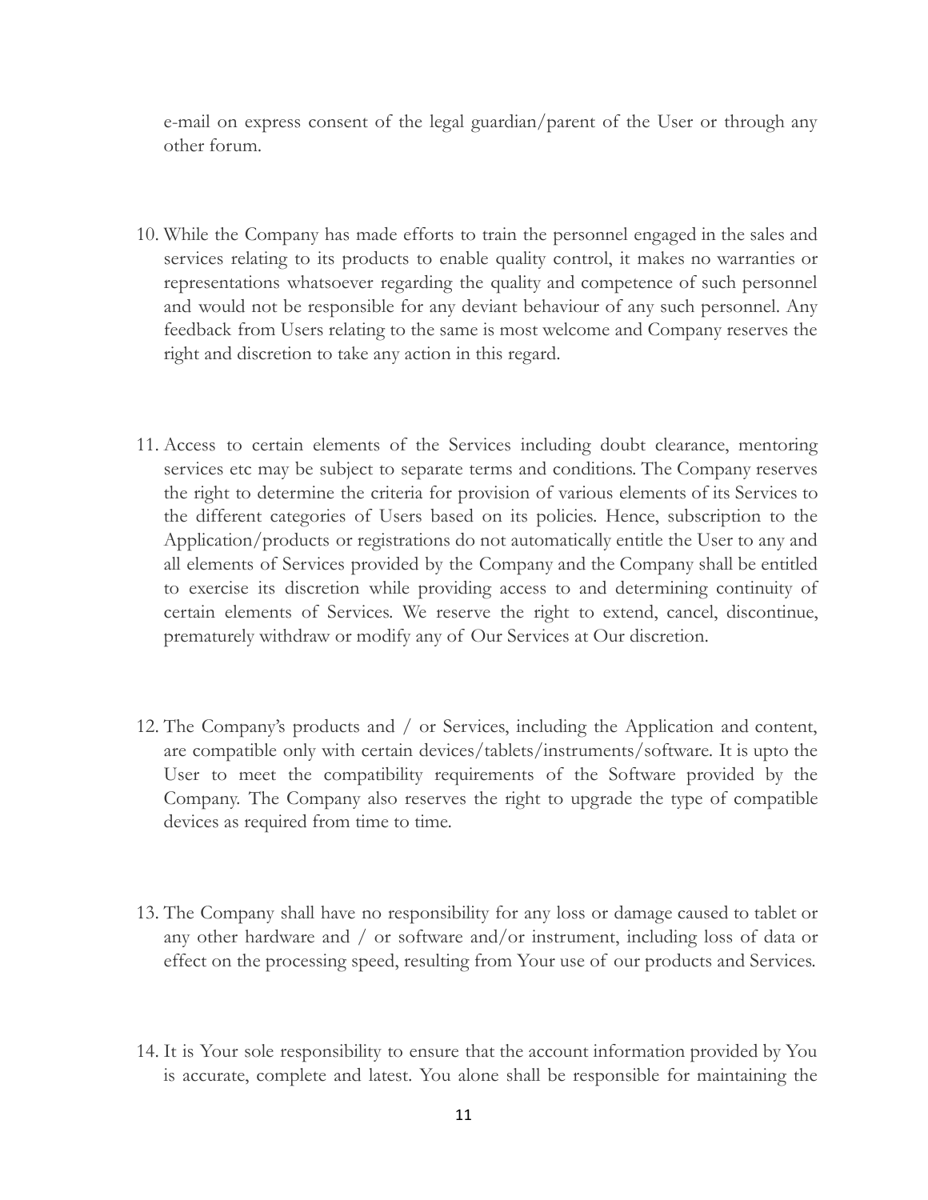e-mail on express consent of the legal guardian/parent of the User or through any other forum.

10. While the Company has made efforts to train the personnel engaged in the sales and services relating to its products to enable quality control, it makes no warranties or representations whatsoever regarding the quality and competence of such personnel and would not be responsible for any deviant behaviour of any such personnel. Any feedback from Users relating to the same is most welcome and Company reserves the right and discretion to take any action in this regard.

11. Access to certain elements of the Services including doubt clearance, mentoring services etc may be subject to separate terms and conditions. The Company reserves the right to determine the criteria for provision of various elements of its Services to the different categories of Users based on its policies. Hence, subscription to the Application/products or registrations do not automatically entitle the User to any and all elements of Services provided by the Company and the Company shall be entitled to exercise its discretion while providing access to and determining continuity of certain elements of Services. We reserve the right to extend, cancel, discontinue, prematurely withdraw or modify any of Our Services at Our discretion.

12. The Company's products and / or Services, including the Application and content, are compatible only with certain devices/tablets/instruments/software. It is upto the User to meet the compatibility requirements of the Software provided by the Company. The Company also reserves the right to upgrade the type of compatible devices as required from time to time.

13. The Company shall have no responsibility for any loss or damage caused to tablet or any other hardware and / or software and/or instrument, including loss of data or effect on the processing speed, resulting from Your use of our products and Services.

14. It is Your sole responsibility to ensure that the account information provided by You is accurate, complete and latest. You alone shall be responsible for maintaining the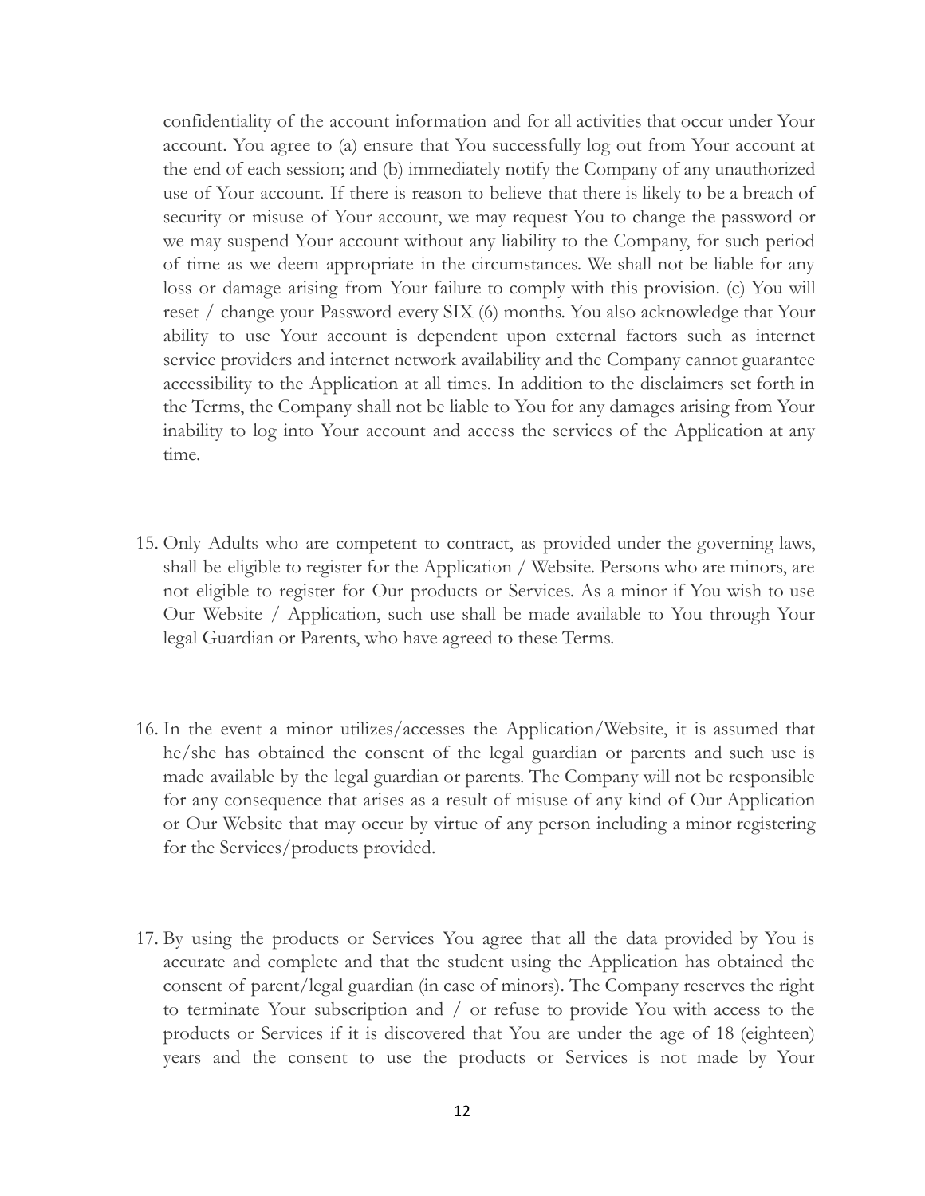confidentiality of the account information and for all activities that occur under Your account. You agree to (a) ensure that You successfully log out from Your account at the end of each session; and (b) immediately notify the Company of any unauthorized use of Your account. If there is reason to believe that there is likely to be a breach of security or misuse of Your account, we may request You to change the password or we may suspend Your account without any liability to the Company, for such period of time as we deem appropriate in the circumstances. We shall not be liable for any loss or damage arising from Your failure to comply with this provision. (c) You will reset / change your Password every SIX (6) months. You also acknowledge that Your ability to use Your account is dependent upon external factors such as internet service providers and internet network availability and the Company cannot guarantee accessibility to the Application at all times. In addition to the disclaimers set forth in the Terms, the Company shall not be liable to You for any damages arising from Your inability to log into Your account and access the services of the Application at any time.

15. Only Adults who are competent to contract, as provided under the governing laws, shall be eligible to register for the Application / Website. Persons who are minors, are not eligible to register for Our products or Services. As a minor if You wish to use Our Website / Application, such use shall be made available to You through Your legal Guardian or Parents, who have agreed to these Terms.

16. In the event a minor utilizes/accesses the Application/Website, it is assumed that he/she has obtained the consent of the legal guardian or parents and such use is made available by the legal guardian or parents. The Company will not be responsible for any consequence that arises as a result of misuse of any kind of Our Application or Our Website that may occur by virtue of any person including a minor registering for the Services/products provided.

17. By using the products or Services You agree that all the data provided by You is accurate and complete and that the student using the Application has obtained the consent of parent/legal guardian (in case of minors). The Company reserves the right to terminate Your subscription and / or refuse to provide You with access to the products or Services if it is discovered that You are under the age of 18 (eighteen) years and the consent to use the products or Services is not made by Your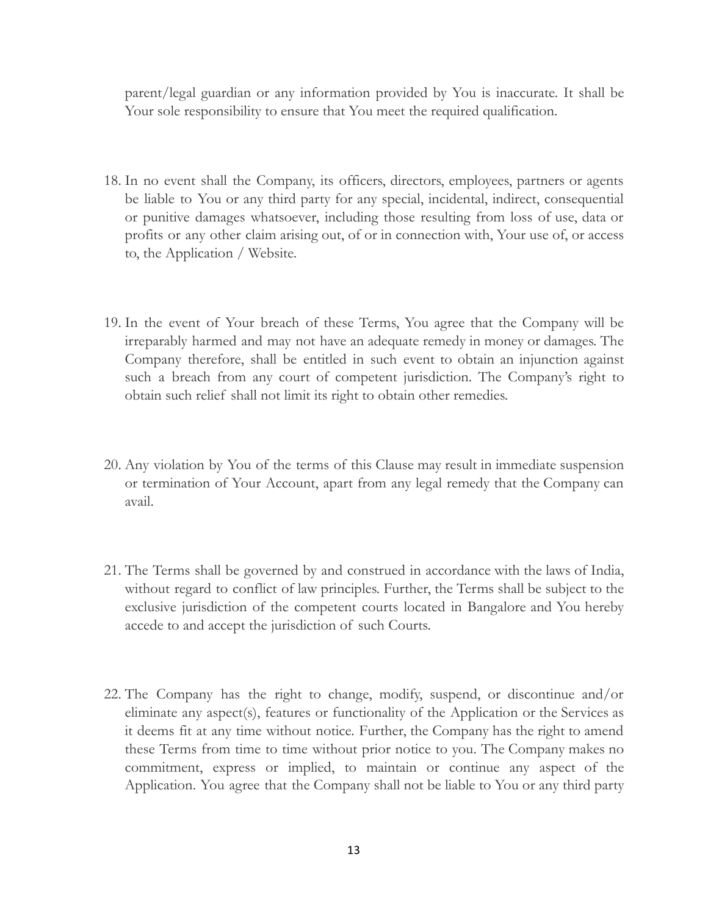parent/legal guardian or any information provided by You is inaccurate. It shall be Your sole responsibility to ensure that You meet the required qualification.

18. In no event shall the Company, its officers, directors, employees, partners or agents be liable to You or any third party for any special, incidental, indirect, consequential or punitive damages whatsoever, including those resulting from loss of use, data or profits or any other claim arising out, of or in connection with, Your use of, or access to, the Application / Website.

19. In the event of Your breach of these Terms, You agree that the Company will be irreparably harmed and may not have an adequate remedy in money or damages. The Company therefore, shall be entitled in such event to obtain an injunction against such a breach from any court of competent jurisdiction. The Company's right to obtain such relief shall not limit its right to obtain other remedies.

20. Any violation by You of the terms of this Clause may result in immediate suspension or termination of Your Account, apart from any legal remedy that the Company can avail.

21. The Terms shall be governed by and construed in accordance with the laws of India, without regard to conflict of law principles. Further, the Terms shall be subject to the exclusive jurisdiction of the competent courts located in Bangalore and You hereby accede to and accept the jurisdiction of such Courts.

22. The Company has the right to change, modify, suspend, or discontinue and/or eliminate any aspect(s), features or functionality of the Application or the Services as it deems fit at any time without notice. Further, the Company has the right to amend these Terms from time to time without prior notice to you. The Company makes no commitment, express or implied, to maintain or continue any aspect of the Application. You agree that the Company shall not be liable to You or any third party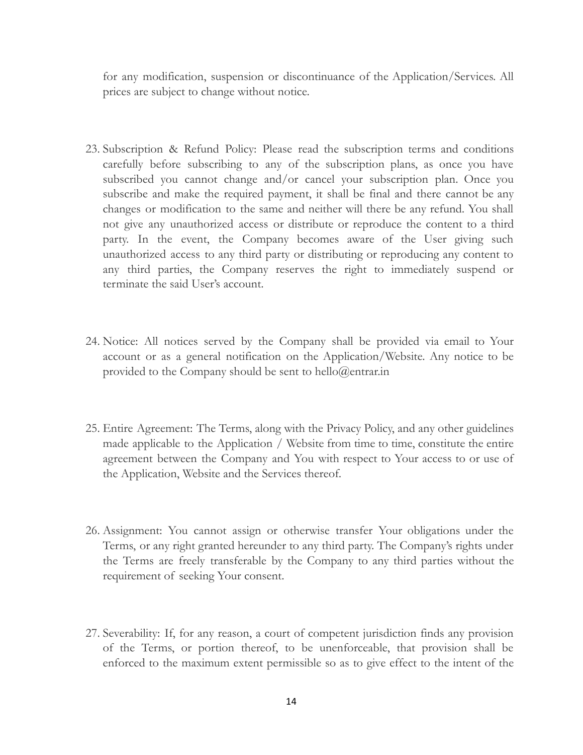for any modification, suspension or discontinuance of the Application/Services. All prices are subject to change without notice.

23. Subscription & Refund Policy: Please read the subscription terms and conditions carefully before subscribing to any of the subscription plans, as once you have subscribed you cannot change and/or cancel your subscription plan. Once you subscribe and make the required payment, it shall be final and there cannot be any changes or modification to the same and neither will there be any refund. You shall not give any unauthorized access or distribute or reproduce the content to a third party. In the event, the Company becomes aware of the User giving such unauthorized access to any third party or distributing or reproducing any content to any third parties, the Company reserves the right to immediately suspend or terminate the said User's account.

24. Notice: All notices served by the Company shall be provided via email to Your account or as a general notification on the Application/Website. Any notice to be provided to the Company should be sent to hello@entrar.in

25. Entire Agreement: The Terms, along with the Privacy Policy, and any other guidelines made applicable to the Application / Website from time to time, constitute the entire agreement between the Company and You with respect to Your access to or use of the Application, Website and the Services thereof.

26. Assignment: You cannot assign or otherwise transfer Your obligations under the Terms, or any right granted hereunder to any third party. The Company's rights under the Terms are freely transferable by the Company to any third parties without the requirement of seeking Your consent.

27. Severability: If, for any reason, a court of competent jurisdiction finds any provision of the Terms, or portion thereof, to be unenforceable, that provision shall be enforced to the maximum extent permissible so as to give effect to the intent of the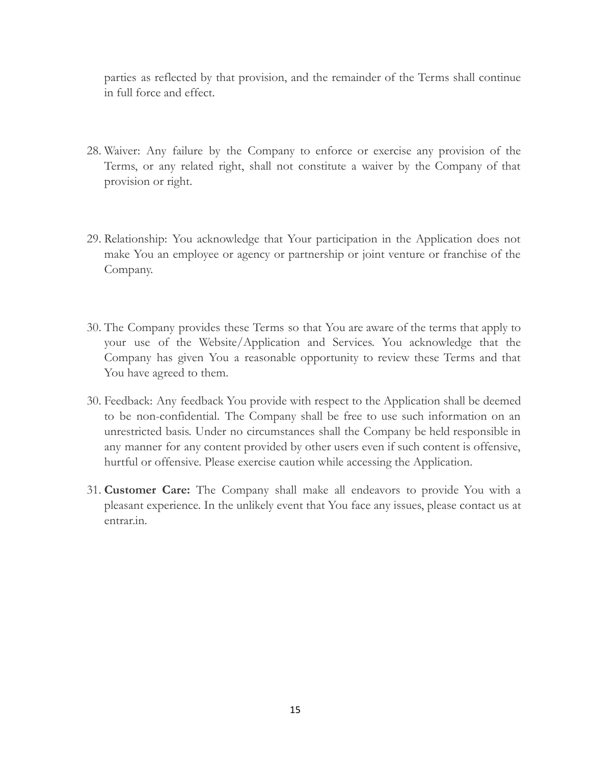parties as reflected by that provision, and the remainder of the Terms shall continue in full force and effect.

28. Waiver: Any failure by the Company to enforce or exercise any provision of the Terms, or any related right, shall not constitute a waiver by the Company of that provision or right.

29. Relationship: You acknowledge that Your participation in the Application does not make You an employee or agency or partnership or joint venture or franchise of the Company.

30. The Company provides these Terms so that You are aware of the terms that apply to your use of the Website/Application and Services. You acknowledge that the Company has given You a reasonable opportunity to review these Terms and that You have agreed to them.

30. Feedback: Any feedback You provide with respect to the Application shall be deemed to be non-confidential. The Company shall be free to use such information on an unrestricted basis. Under no circumstances shall the Company be held responsible in any manner for any content provided by other users even if such content is offensive, hurtful or offensive. Please exercise caution while accessing the Application.

31. **Customer Care:** The Company shall make all endeavors to provide You with a pleasant experience. In the unlikely event that You face any issues, please contact us at entrar.in.